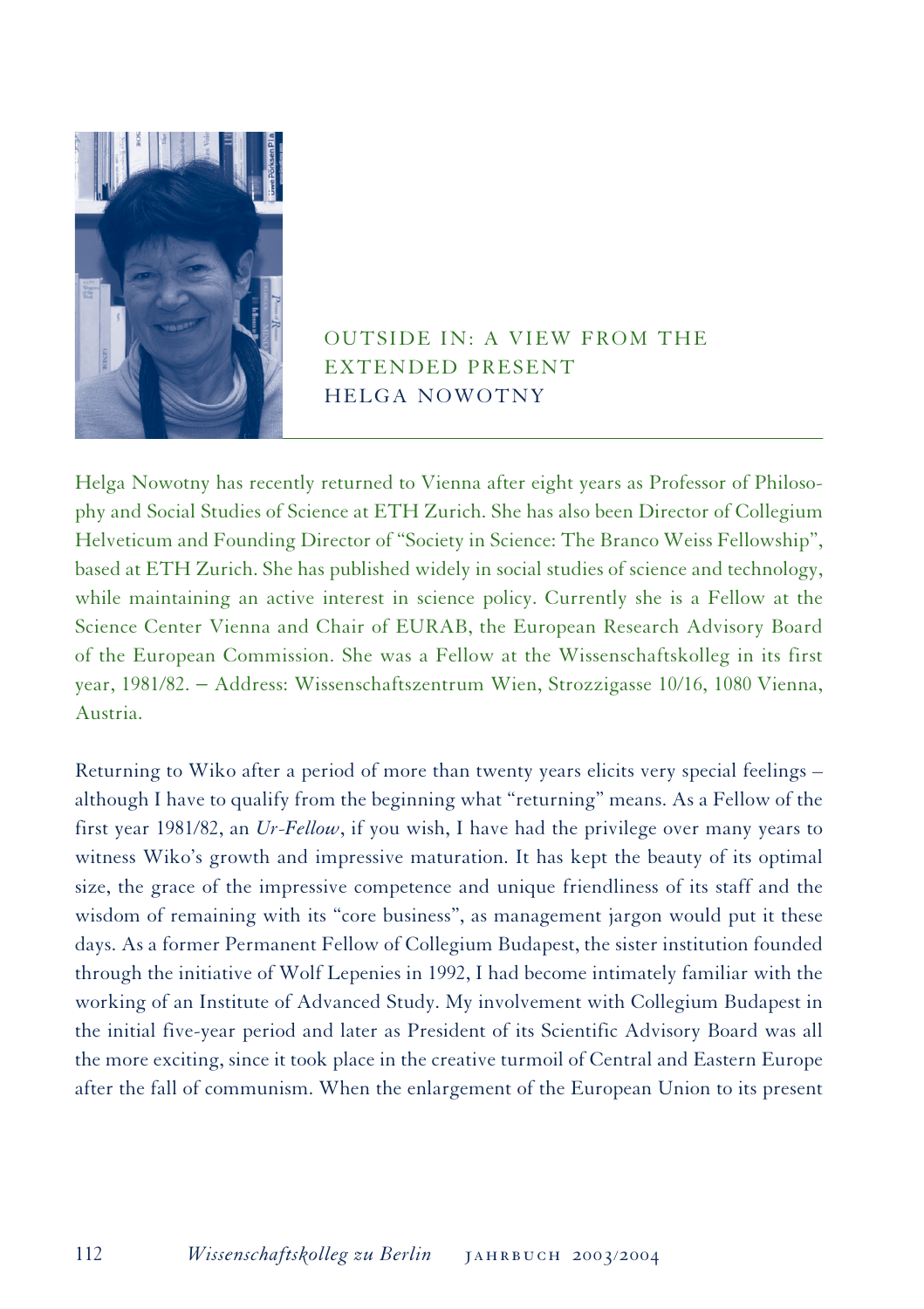# OUTSIDE IN: A VIEW FROM THE EXTENDED PRESENT
## HELGA NOWOTNY

Helga Nowotny has recently returned to Vienna after eight years as Professor of Philosophy and Social Studies of Science at ETH Zurich. She has also been Director of Collegium Helveticum and Founding Director of "Society in Science: The Branco Weiss Fellowship", based at ETH Zurich. She has published widely in social studies of science and technology, while maintaining an active interest in science policy. Currently she is a Fellow at the Science Center Vienna and Chair of EURAB, the European Research Advisory Board of the European Commission. She was a Fellow at the Wissenschaftskolleg in its first year, 1981/82. – Address: Wissenschaftszentrum Wien, Strozzigasse 10/16, 1080 Vienna, Austria.

Returning to Wiko after a period of more than twenty years elicits very special feelings – although I have to qualify from the beginning what "returning" means. As a Fellow of the first year 1981/82, an *Ur-Fellow*, if you wish, I have had the privilege over many years to witness Wiko's growth and impressive maturation. It has kept the beauty of its optimal size, the grace of the impressive competence and unique friendliness of its staff and the wisdom of remaining with its "core business", as management jargon would put it these days. As a former Permanent Fellow of Collegium Budapest, the sister institution founded through the initiative of Wolf Lepenies in 1992, I had become intimately familiar with the working of an Institute of Advanced Study. My involvement with Collegium Budapest in the initial five-year period and later as President of its Scientific Advisory Board was all the more exciting, since it took place in the creative turmoil of Central and Eastern Europe after the fall of communism. When the enlargement of the European Union to its present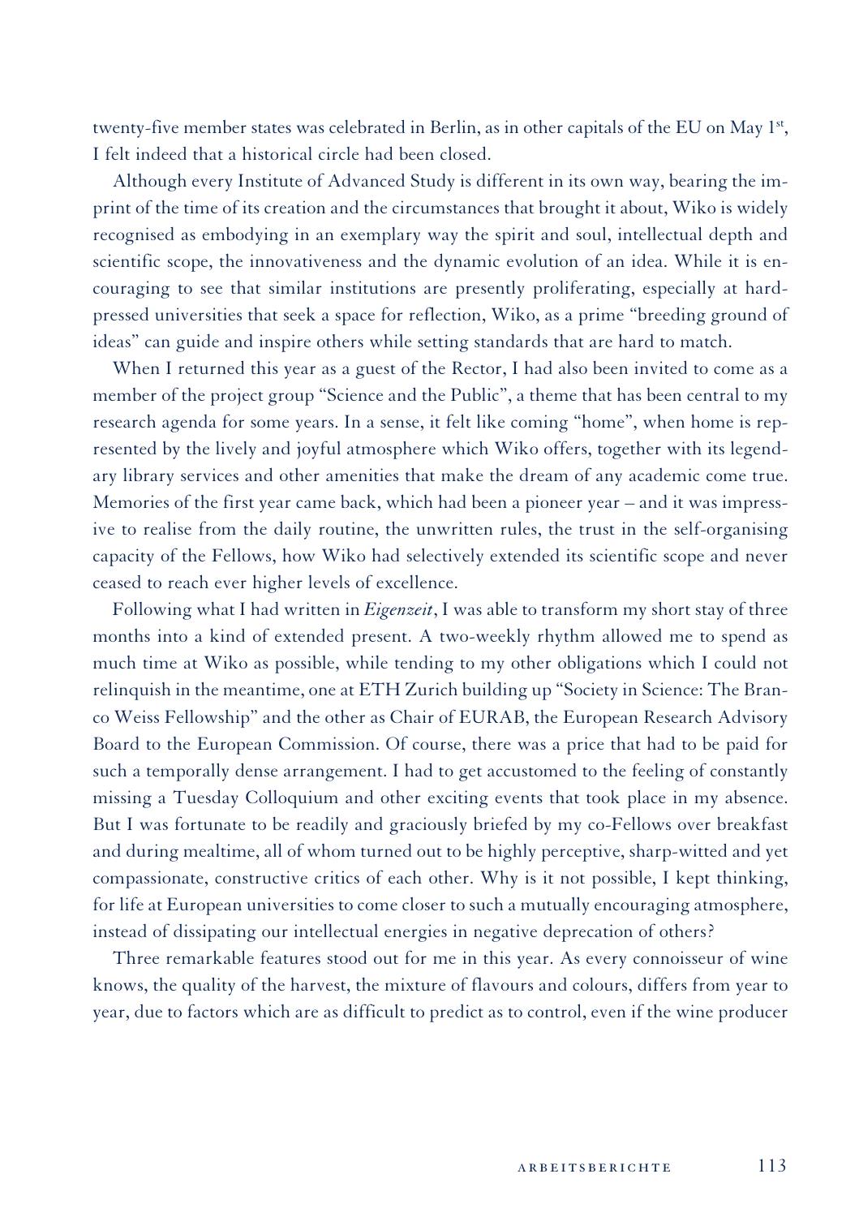twenty-five member states was celebrated in Berlin, as in other capitals of the EU on May 1st, I felt indeed that a historical circle had been closed.

Although every Institute of Advanced Study is different in its own way, bearing the imprint of the time of its creation and the circumstances that brought it about, Wiko is widely recognised as embodying in an exemplary way the spirit and soul, intellectual depth and scientific scope, the innovativeness and the dynamic evolution of an idea. While it is encouraging to see that similar institutions are presently proliferating, especially at hard-pressed universities that seek a space for reflection, Wiko, as a prime "breeding ground of ideas" can guide and inspire others while setting standards that are hard to match.

When I returned this year as a guest of the Rector, I had also been invited to come as a member of the project group "Science and the Public", a theme that has been central to my research agenda for some years. In a sense, it felt like coming "home", when home is represented by the lively and joyful atmosphere which Wiko offers, together with its legendary library services and other amenities that make the dream of any academic come true. Memories of the first year came back, which had been a pioneer year – and it was impressive to realise from the daily routine, the unwritten rules, the trust in the self-organising capacity of the Fellows, how Wiko had selectively extended its scientific scope and never ceased to reach ever higher levels of excellence.

Following what I had written in *Eigenzeit*, I was able to transform my short stay of three months into a kind of extended present. A two-weekly rhythm allowed me to spend as much time at Wiko as possible, while tending to my other obligations which I could not relinquish in the meantime, one at ETH Zurich building up "Society in Science: The Branco Weiss Fellowship" and the other as Chair of EURAB, the European Research Advisory Board to the European Commission. Of course, there was a price that had to be paid for such a temporally dense arrangement. I had to get accustomed to the feeling of constantly missing a Tuesday Colloquium and other exciting events that took place in my absence. But I was fortunate to be readily and graciously briefed by my co-Fellows over breakfast and during mealtime, all of whom turned out to be highly perceptive, sharp-witted and yet compassionate, constructive critics of each other. Why is it not possible, I kept thinking, for life at European universities to come closer to such a mutually encouraging atmosphere, instead of dissipating our intellectual energies in negative deprecation of others?

Three remarkable features stood out for me in this year. As every connoisseur of wine knows, the quality of the harvest, the mixture of flavours and colours, differs from year to year, due to factors which are as difficult to predict as to control, even if the wine producer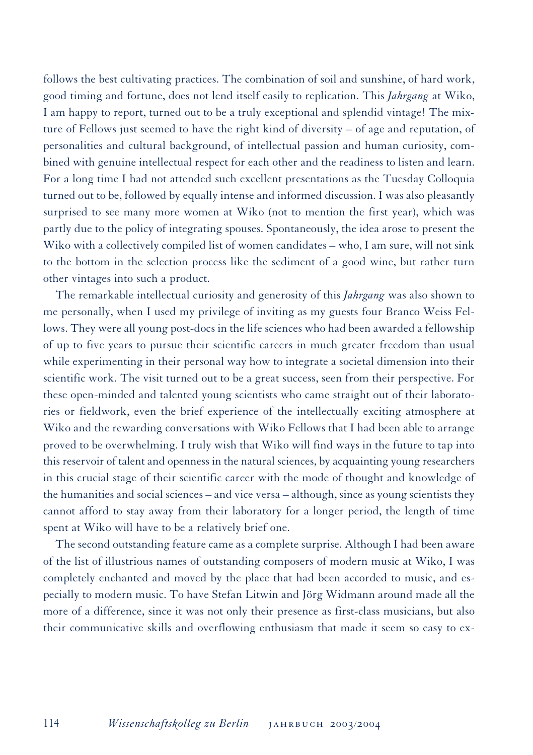follows the best cultivating practices. The combination of soil and sunshine, of hard work, good timing and fortune, does not lend itself easily to replication. This *Jahrgang* at Wiko, I am happy to report, turned out to be a truly exceptional and splendid vintage! The mixture of Fellows just seemed to have the right kind of diversity – of age and reputation, of personalities and cultural background, of intellectual passion and human curiosity, combined with genuine intellectual respect for each other and the readiness to listen and learn. For a long time I had not attended such excellent presentations as the Tuesday Colloquia turned out to be, followed by equally intense and informed discussion. I was also pleasantly surprised to see many more women at Wiko (not to mention the first year), which was partly due to the policy of integrating spouses. Spontaneously, the idea arose to present the Wiko with a collectively compiled list of women candidates – who, I am sure, will not sink to the bottom in the selection process like the sediment of a good wine, but rather turn other vintages into such a product.

The remarkable intellectual curiosity and generosity of this *Jahrgang* was also shown to me personally, when I used my privilege of inviting as my guests four Branco Weiss Fellows. They were all young post-docs in the life sciences who had been awarded a fellowship of up to five years to pursue their scientific careers in much greater freedom than usual while experimenting in their personal way how to integrate a societal dimension into their scientific work. The visit turned out to be a great success, seen from their perspective. For these open-minded and talented young scientists who came straight out of their laboratories or fieldwork, even the brief experience of the intellectually exciting atmosphere at Wiko and the rewarding conversations with Wiko Fellows that I had been able to arrange proved to be overwhelming. I truly wish that Wiko will find ways in the future to tap into this reservoir of talent and openness in the natural sciences, by acquainting young researchers in this crucial stage of their scientific career with the mode of thought and knowledge of the humanities and social sciences – and vice versa – although, since as young scientists they cannot afford to stay away from their laboratory for a longer period, the length of time spent at Wiko will have to be a relatively brief one.

The second outstanding feature came as a complete surprise. Although I had been aware of the list of illustrious names of outstanding composers of modern music at Wiko, I was completely enchanted and moved by the place that had been accorded to music, and especially to modern music. To have Stefan Litwin and Jörg Widmann around made all the more of a difference, since it was not only their presence as first-class musicians, but also their communicative skills and overflowing enthusiasm that made it seem so easy to ex-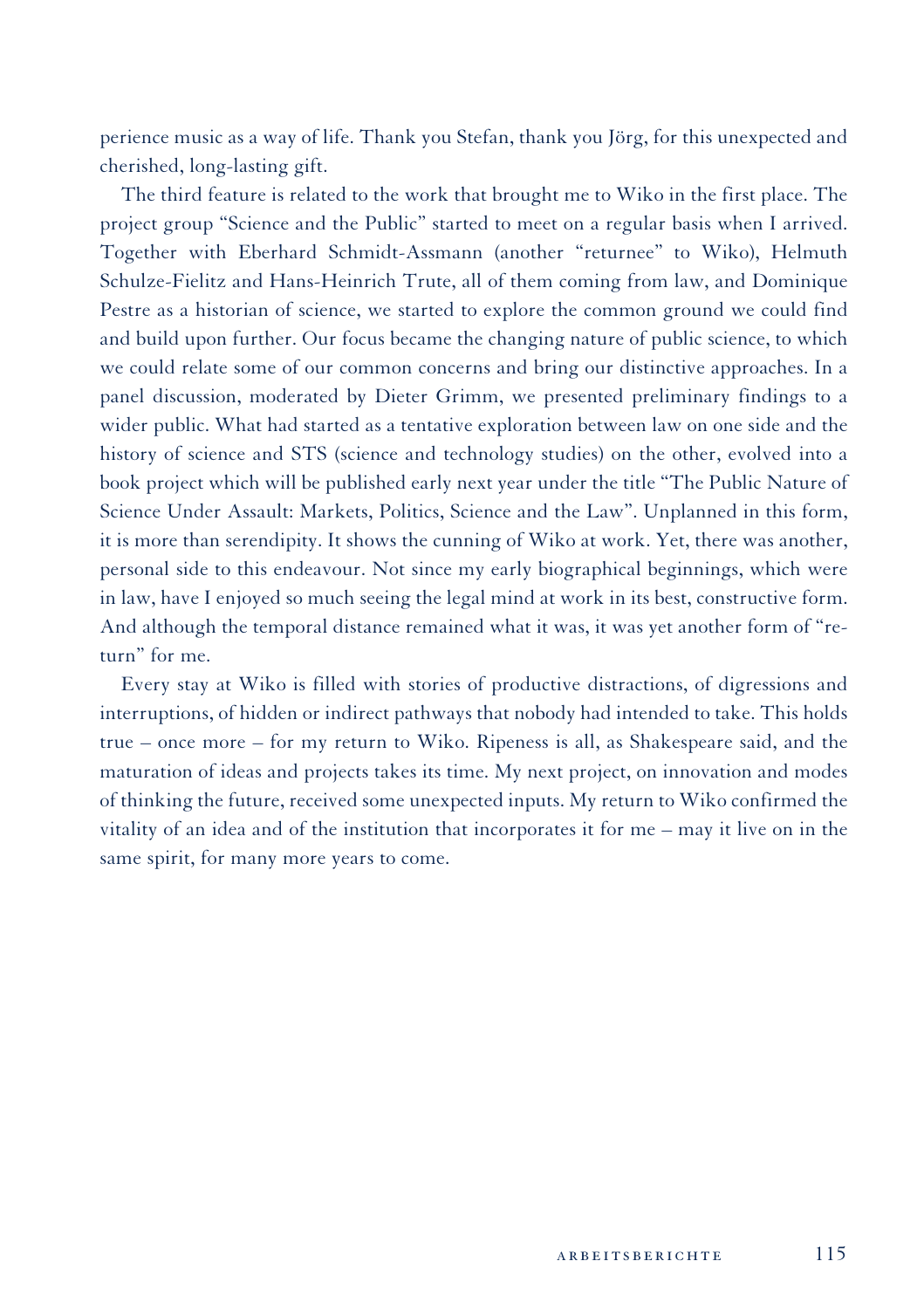perience music as a way of life. Thank you Stefan, thank you Jörg, for this unexpected and cherished, long-lasting gift.

The third feature is related to the work that brought me to Wiko in the first place. The project group "Science and the Public" started to meet on a regular basis when I arrived. Together with Eberhard Schmidt-Assmann (another "returnee" to Wiko), Helmuth Schulze-Fielitz and Hans-Heinrich Trute, all of them coming from law, and Dominique Pestre as a historian of science, we started to explore the common ground we could find and build upon further. Our focus became the changing nature of public science, to which we could relate some of our common concerns and bring our distinctive approaches. In a panel discussion, moderated by Dieter Grimm, we presented preliminary findings to a wider public. What had started as a tentative exploration between law on one side and the history of science and STS (science and technology studies) on the other, evolved into a book project which will be published early next year under the title "The Public Nature of Science Under Assault: Markets, Politics, Science and the Law". Unplanned in this form, it is more than serendipity. It shows the cunning of Wiko at work. Yet, there was another, personal side to this endeavour. Not since my early biographical beginnings, which were in law, have I enjoyed so much seeing the legal mind at work in its best, constructive form. And although the temporal distance remained what it was, it was yet another form of "return" for me.

Every stay at Wiko is filled with stories of productive distractions, of digressions and interruptions, of hidden or indirect pathways that nobody had intended to take. This holds true – once more – for my return to Wiko. Ripeness is all, as Shakespeare said, and the maturation of ideas and projects takes its time. My next project, on innovation and modes of thinking the future, received some unexpected inputs. My return to Wiko confirmed the vitality of an idea and of the institution that incorporates it for me – may it live on in the same spirit, for many more years to come.